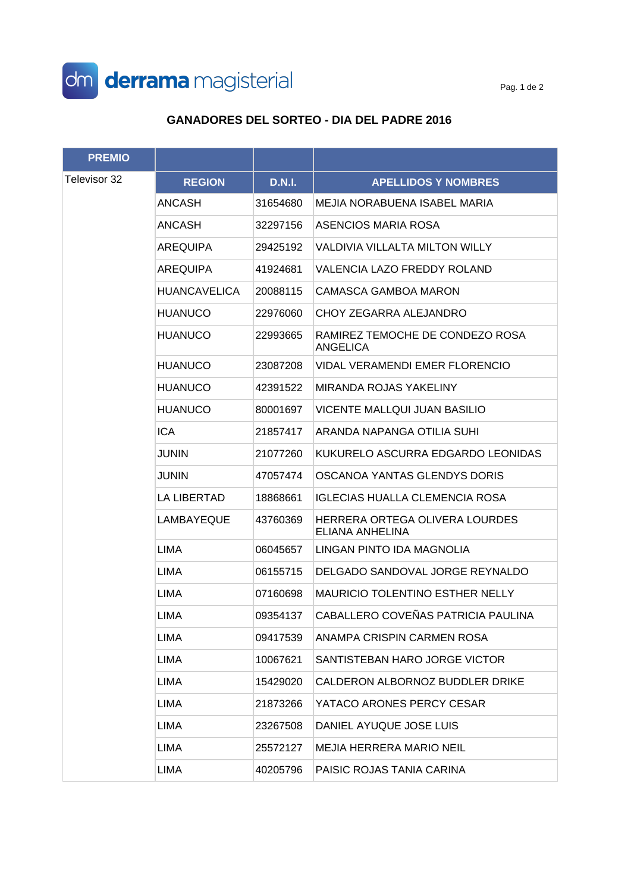derrama magisterial

## GANADORES DEL SORTEO - DIA DEL PADRE 2016

| PREMIO | | | |
|---|---|---|---|
| Televisor 32 | REGION | D.N.I. | APELLIDOS Y NOMBRES |
| | ANCASH | 31654680 | MEJIA NORABUENA ISABEL MARIA |
| | ANCASH | 32297156 | ASENCIOS MARIA ROSA |
| | AREQUIPA | 29425192 | VALDIVIA VILLALTA MILTON WILLY |
| | AREQUIPA | 41924681 | VALENCIA LAZO FREDDY ROLAND |
| | HUANCAVELICA | 20088115 | CAMASCA GAMBOA MARON |
| | HUANUCO | 22976060 | CHOY ZEGARRA ALEJANDRO |
| | HUANUCO | 22993665 | RAMIREZ TEMOCHE DE CONDEZO ROSA ANGELICA |
| | HUANUCO | 23087208 | VIDAL VERAMENDI EMER FLORENCIO |
| | HUANUCO | 42391522 | MIRANDA ROJAS YAKELINY |
| | HUANUCO | 80001697 | VICENTE MALLQUI JUAN BASILIO |
| | ICA | 21857417 | ARANDA NAPANGA OTILIA SUHI |
| | JUNIN | 21077260 | KUKURELO ASCURRA EDGARDO LEONIDAS |
| | JUNIN | 47057474 | OSCANOA YANTAS GLENDYS DORIS |
| | LA LIBERTAD | 18868661 | IGLECIAS HUALLA CLEMENCIA ROSA |
| | LAMBAYEQUE | 43760369 | HERRERA ORTEGA OLIVERA LOURDES ELIANA ANHELINA |
| | LIMA | 06045657 | LINGAN PINTO IDA MAGNOLIA |
| | LIMA | 06155715 | DELGADO SANDOVAL JORGE REYNALDO |
| | LIMA | 07160698 | MAURICIO TOLENTINO ESTHER NELLY |
| | LIMA | 09354137 | CABALLERO COVEÑAS PATRICIA PAULINA |
| | LIMA | 09417539 | ANAMPA CRISPIN CARMEN ROSA |
| | LIMA | 10067621 | SANTISTEBAN HARO JORGE VICTOR |
| | LIMA | 15429020 | CALDERON ALBORNOZ BUDDLER DRIKE |
| | LIMA | 21873266 | YATACO ARONES PERCY CESAR |
| | LIMA | 23267508 | DANIEL AYUQUE JOSE LUIS |
| | LIMA | 25572127 | MEJIA HERRERA MARIO NEIL |
| | LIMA | 40205796 | PAISIC ROJAS TANIA CARINA |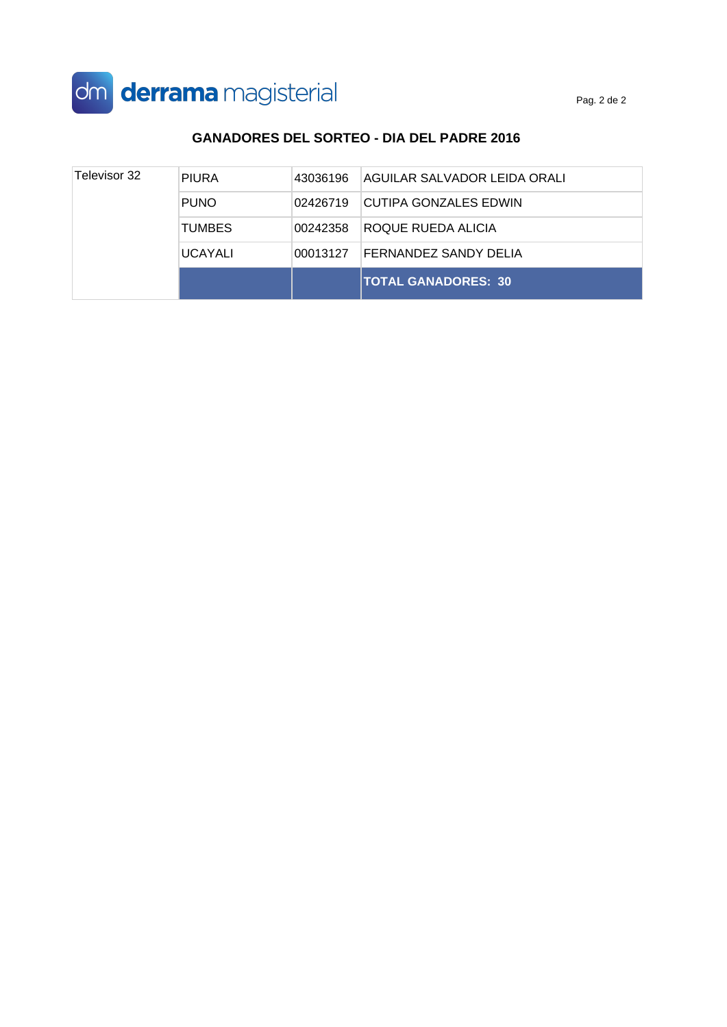## GANADORES DEL SORTEO - DIA DEL PADRE 2016

| | | | |
|---|---|---|---|
| Televisor 32 | PIURA | 43036196 | AGUILAR SALVADOR LEIDA ORALI |
| | PUNO | 02426719 | CUTIPA GONZALES EDWIN |
| | TUMBES | 00242358 | ROQUE RUEDA ALICIA |
| | UCAYALI | 00013127 | FERNANDEZ SANDY DELIA |
| | | | **TOTAL GANADORES: 30** |